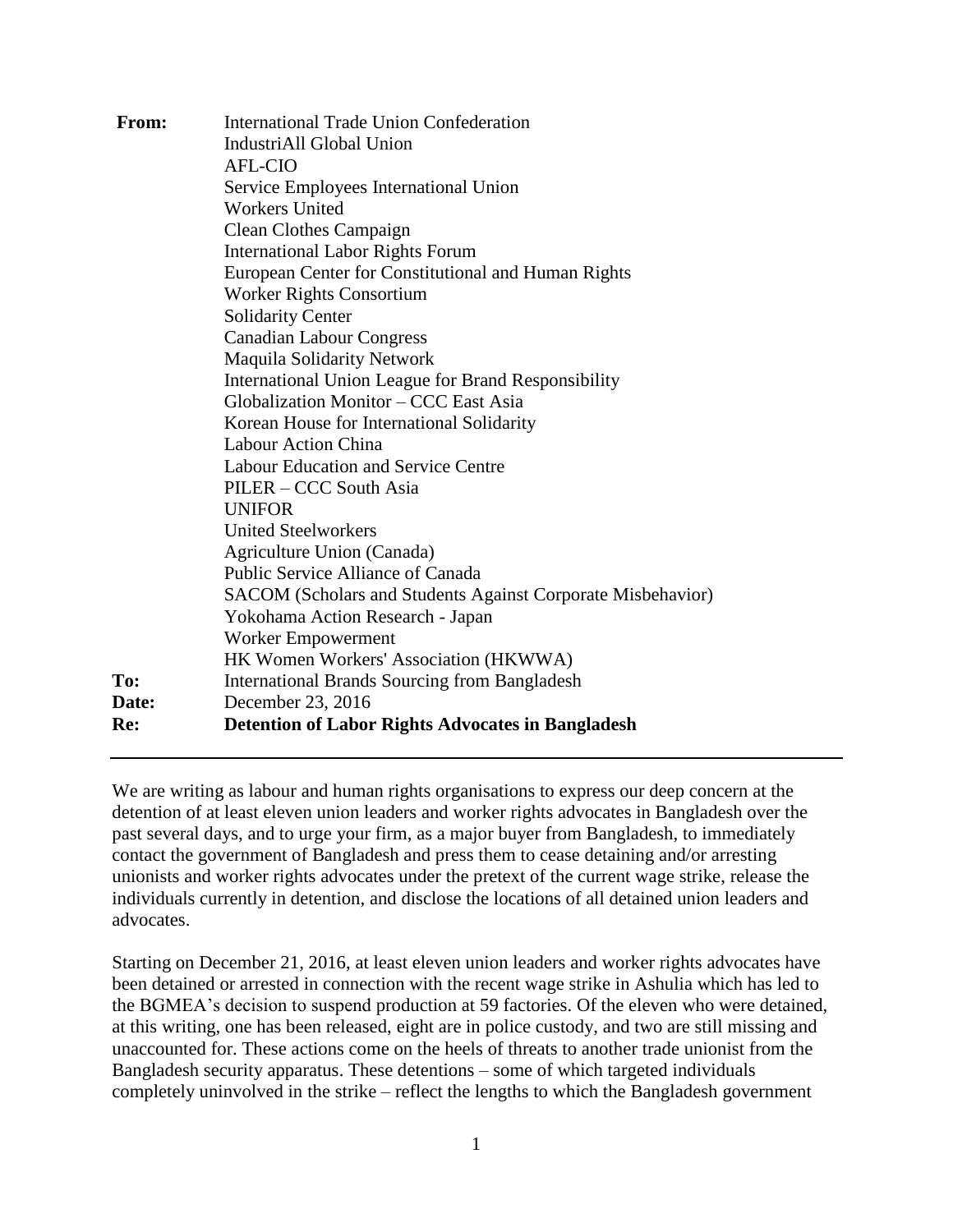| | |
|---|---|
| **From:** | International Trade Union Confederation<br>IndustriAll Global Union<br>AFL-CIO<br>Service Employees International Union<br>Workers United<br>Clean Clothes Campaign<br>International Labor Rights Forum<br>European Center for Constitutional and Human Rights<br>Worker Rights Consortium<br>Solidarity Center<br>Canadian Labour Congress<br>Maquila Solidarity Network<br>International Union League for Brand Responsibility<br>Globalization Monitor – CCC East Asia<br>Korean House for International Solidarity<br>Labour Action China<br>Labour Education and Service Centre<br>PILER – CCC South Asia<br>UNIFOR<br>United Steelworkers<br>Agriculture Union (Canada)<br>Public Service Alliance of Canada<br>SACOM (Scholars and Students Against Corporate Misbehavior)<br>Yokohama Action Research - Japan<br>Worker Empowerment<br>HK Women Workers' Association (HKWWA) |
| **To:** | International Brands Sourcing from Bangladesh |
| **Date:** | December 23, 2016 |
| **Re:** | **Detention of Labor Rights Advocates in Bangladesh** |

---

We are writing as labour and human rights organisations to express our deep concern at the detention of at least eleven union leaders and worker rights advocates in Bangladesh over the past several days, and to urge your firm, as a major buyer from Bangladesh, to immediately contact the government of Bangladesh and press them to cease detaining and/or arresting unionists and worker rights advocates under the pretext of the current wage strike, release the individuals currently in detention, and disclose the locations of all detained union leaders and advocates.

Starting on December 21, 2016, at least eleven union leaders and worker rights advocates have been detained or arrested in connection with the recent wage strike in Ashulia which has led to the BGMEA's decision to suspend production at 59 factories. Of the eleven who were detained, at this writing, one has been released, eight are in police custody, and two are still missing and unaccounted for. These actions come on the heels of threats to another trade unionist from the Bangladesh security apparatus. These detentions – some of which targeted individuals completely uninvolved in the strike – reflect the lengths to which the Bangladesh government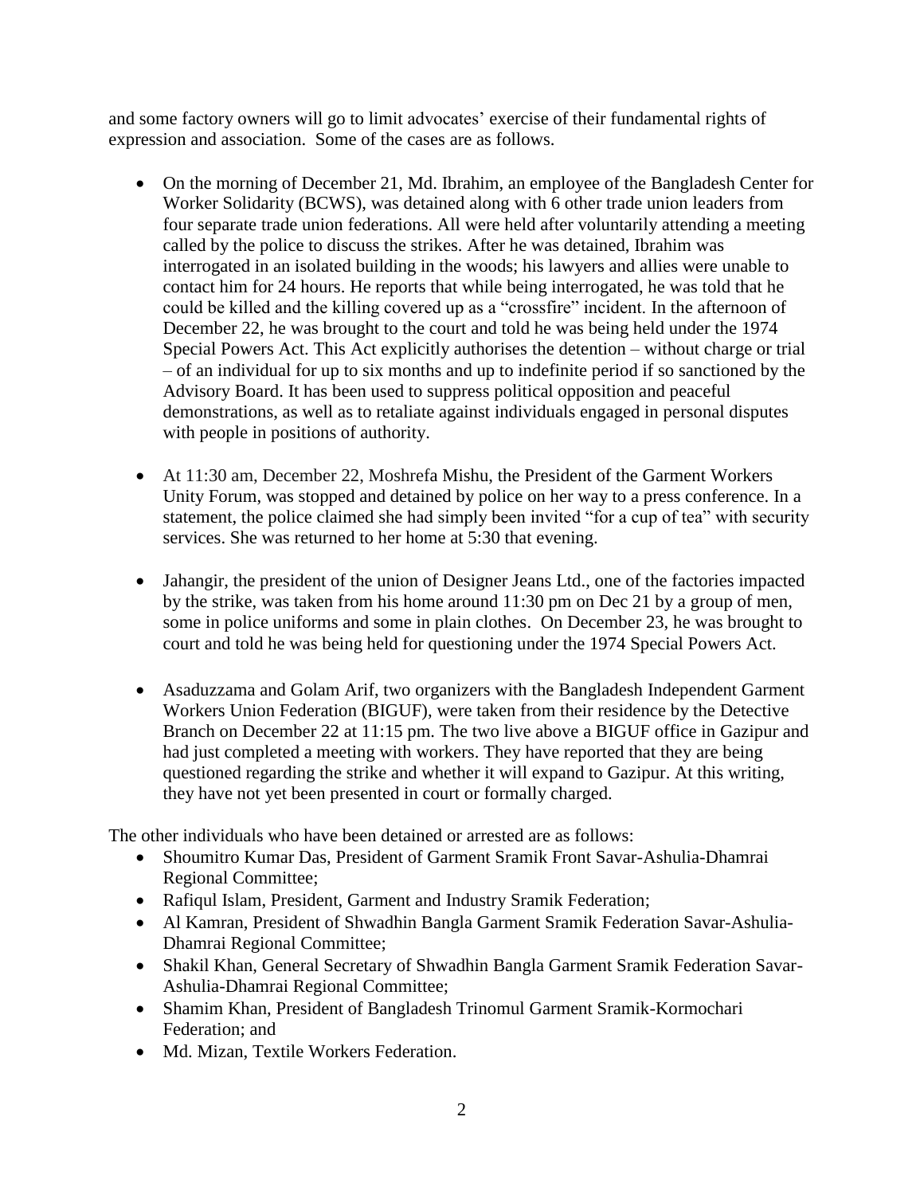and some factory owners will go to limit advocates' exercise of their fundamental rights of expression and association. Some of the cases are as follows.

- On the morning of December 21, Md. Ibrahim, an employee of the Bangladesh Center for Worker Solidarity (BCWS), was detained along with 6 other trade union leaders from four separate trade union federations. All were held after voluntarily attending a meeting called by the police to discuss the strikes. After he was detained, Ibrahim was interrogated in an isolated building in the woods; his lawyers and allies were unable to contact him for 24 hours. He reports that while being interrogated, he was told that he could be killed and the killing covered up as a "crossfire" incident. In the afternoon of December 22, he was brought to the court and told he was being held under the 1974 Special Powers Act. This Act explicitly authorises the detention – without charge or trial – of an individual for up to six months and up to indefinite period if so sanctioned by the Advisory Board. It has been used to suppress political opposition and peaceful demonstrations, as well as to retaliate against individuals engaged in personal disputes with people in positions of authority.

- At 11:30 am, December 22, Moshrefa Mishu, the President of the Garment Workers Unity Forum, was stopped and detained by police on her way to a press conference. In a statement, the police claimed she had simply been invited "for a cup of tea" with security services. She was returned to her home at 5:30 that evening.

- Jahangir, the president of the union of Designer Jeans Ltd., one of the factories impacted by the strike, was taken from his home around 11:30 pm on Dec 21 by a group of men, some in police uniforms and some in plain clothes. On December 23, he was brought to court and told he was being held for questioning under the 1974 Special Powers Act.

- Asaduzzama and Golam Arif, two organizers with the Bangladesh Independent Garment Workers Union Federation (BIGUF), were taken from their residence by the Detective Branch on December 22 at 11:15 pm. The two live above a BIGUF office in Gazipur and had just completed a meeting with workers. They have reported that they are being questioned regarding the strike and whether it will expand to Gazipur. At this writing, they have not yet been presented in court or formally charged.

The other individuals who have been detained or arrested are as follows:

- Shoumitro Kumar Das, President of Garment Sramik Front Savar-Ashulia-Dhamrai Regional Committee;
- Rafiqul Islam, President, Garment and Industry Sramik Federation;
- Al Kamran, President of Shwadhin Bangla Garment Sramik Federation Savar-Ashulia-Dhamrai Regional Committee;
- Shakil Khan, General Secretary of Shwadhin Bangla Garment Sramik Federation Savar-Ashulia-Dhamrai Regional Committee;
- Shamim Khan, President of Bangladesh Trinomul Garment Sramik-Kormochari Federation; and
- Md. Mizan, Textile Workers Federation.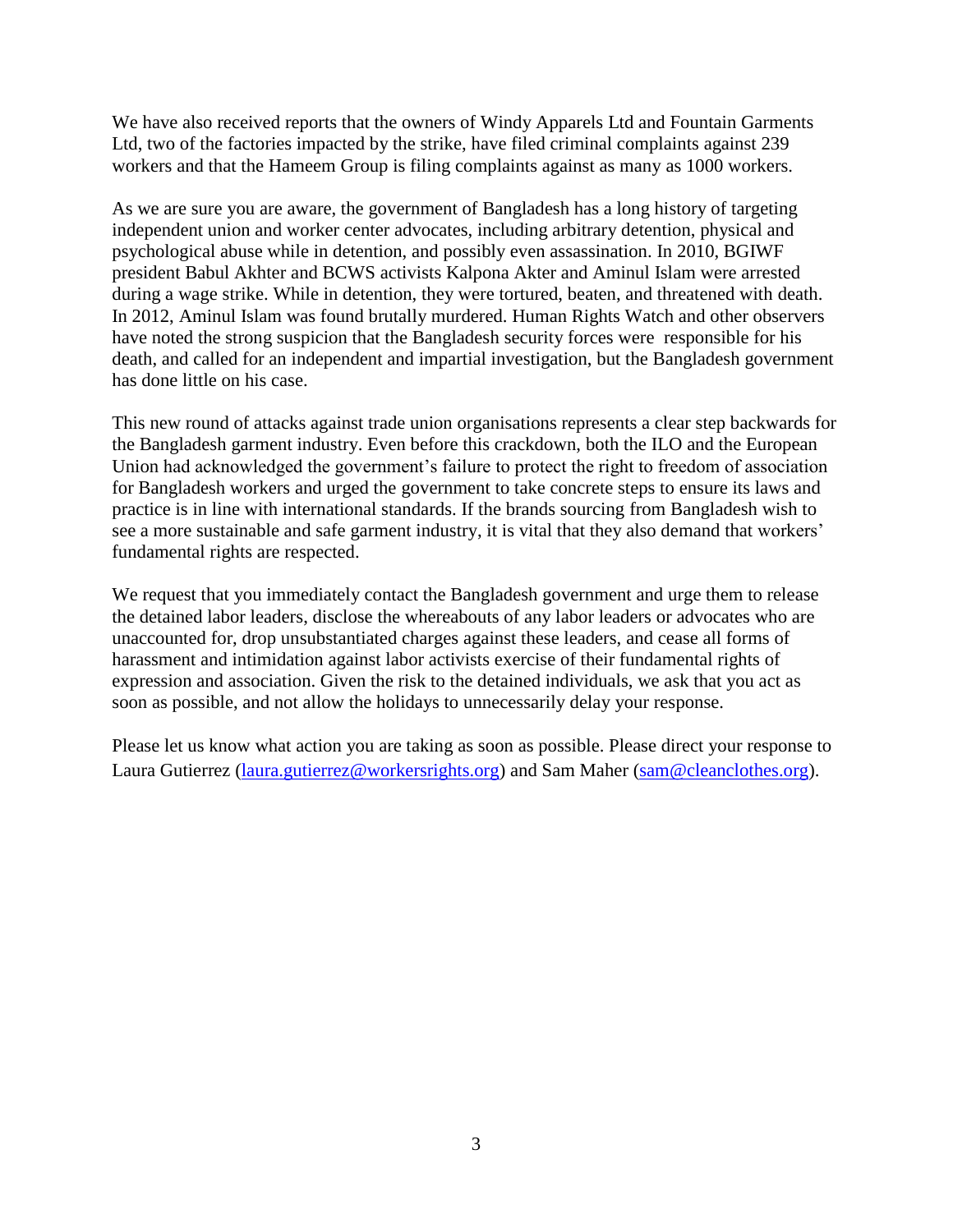We have also received reports that the owners of Windy Apparels Ltd and Fountain Garments Ltd, two of the factories impacted by the strike, have filed criminal complaints against 239 workers and that the Hameem Group is filing complaints against as many as 1000 workers.

As we are sure you are aware, the government of Bangladesh has a long history of targeting independent union and worker center advocates, including arbitrary detention, physical and psychological abuse while in detention, and possibly even assassination. In 2010, BGIWF president Babul Akhter and BCWS activists Kalpona Akter and Aminul Islam were arrested during a wage strike. While in detention, they were tortured, beaten, and threatened with death. In 2012, Aminul Islam was found brutally murdered. Human Rights Watch and other observers have noted the strong suspicion that the Bangladesh security forces were responsible for his death, and called for an independent and impartial investigation, but the Bangladesh government has done little on his case.

This new round of attacks against trade union organisations represents a clear step backwards for the Bangladesh garment industry. Even before this crackdown, both the ILO and the European Union had acknowledged the government's failure to protect the right to freedom of association for Bangladesh workers and urged the government to take concrete steps to ensure its laws and practice is in line with international standards. If the brands sourcing from Bangladesh wish to see a more sustainable and safe garment industry, it is vital that they also demand that workers' fundamental rights are respected.

We request that you immediately contact the Bangladesh government and urge them to release the detained labor leaders, disclose the whereabouts of any labor leaders or advocates who are unaccounted for, drop unsubstantiated charges against these leaders, and cease all forms of harassment and intimidation against labor activists exercise of their fundamental rights of expression and association. Given the risk to the detained individuals, we ask that you act as soon as possible, and not allow the holidays to unnecessarily delay your response.

Please let us know what action you are taking as soon as possible. Please direct your response to Laura Gutierrez (laura.gutierrez@workersrights.org) and Sam Maher (sam@cleanclothes.org).